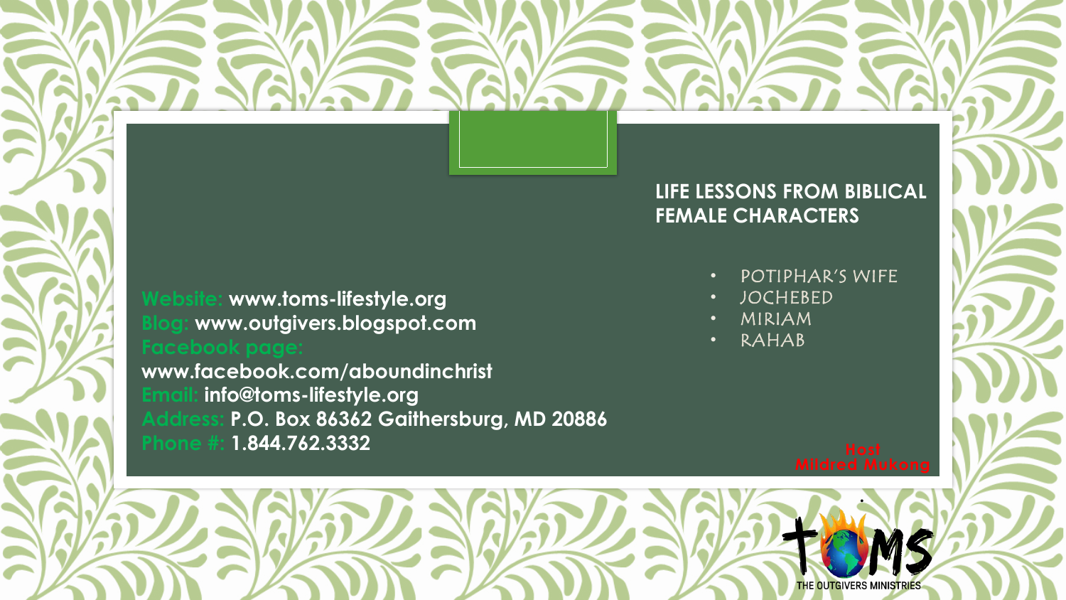## LIFE LESSONS FROM BIBLICAL FEMALE CHARACTERS

- POTIPHAR'S WIFE
- JOCHEBED
- MIRIAM
- RAHAB

Host
Mildred Mukong

**Website:** www.toms-lifestyle.org
**Blog:** www.outgivers.blogspot.com
**Facebook page:** www.facebook.com/aboundinchrist
**Email:** info@toms-lifestyle.org
**Address:** P.O. Box 86362 Gaithersburg, MD 20886
**Phone #:** 1.844.762.3332

TOMS
THE OUTGIVERS MINISTRIES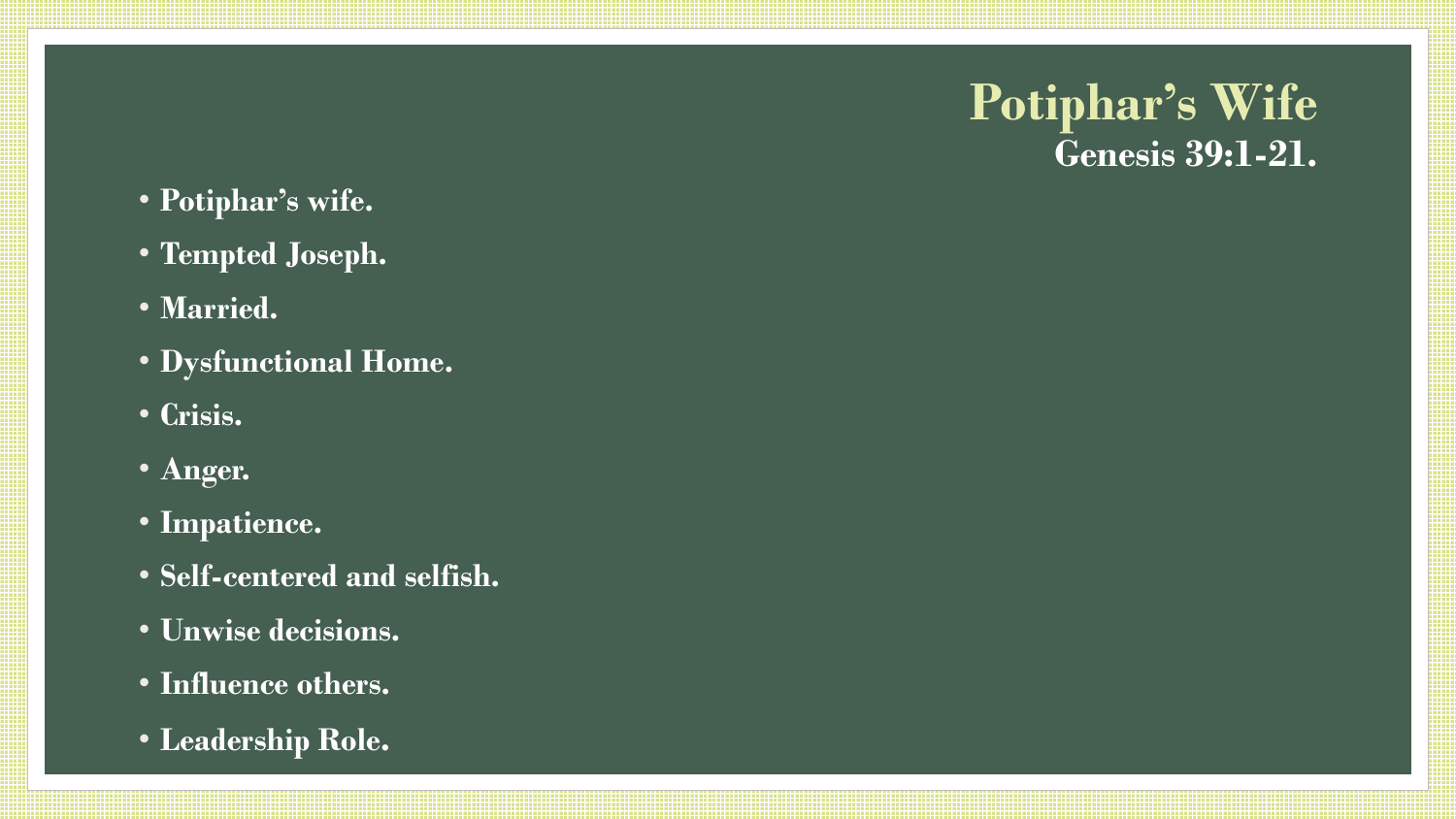# Potiphar's Wife

**Genesis 39:1-21.**

- Potiphar's wife.
- Tempted Joseph.
- Married.
- Dysfunctional Home.
- Crisis.
- Anger.
- Impatience.
- Self-centered and selfish.
- Unwise decisions.
- Influence others.
- Leadership Role.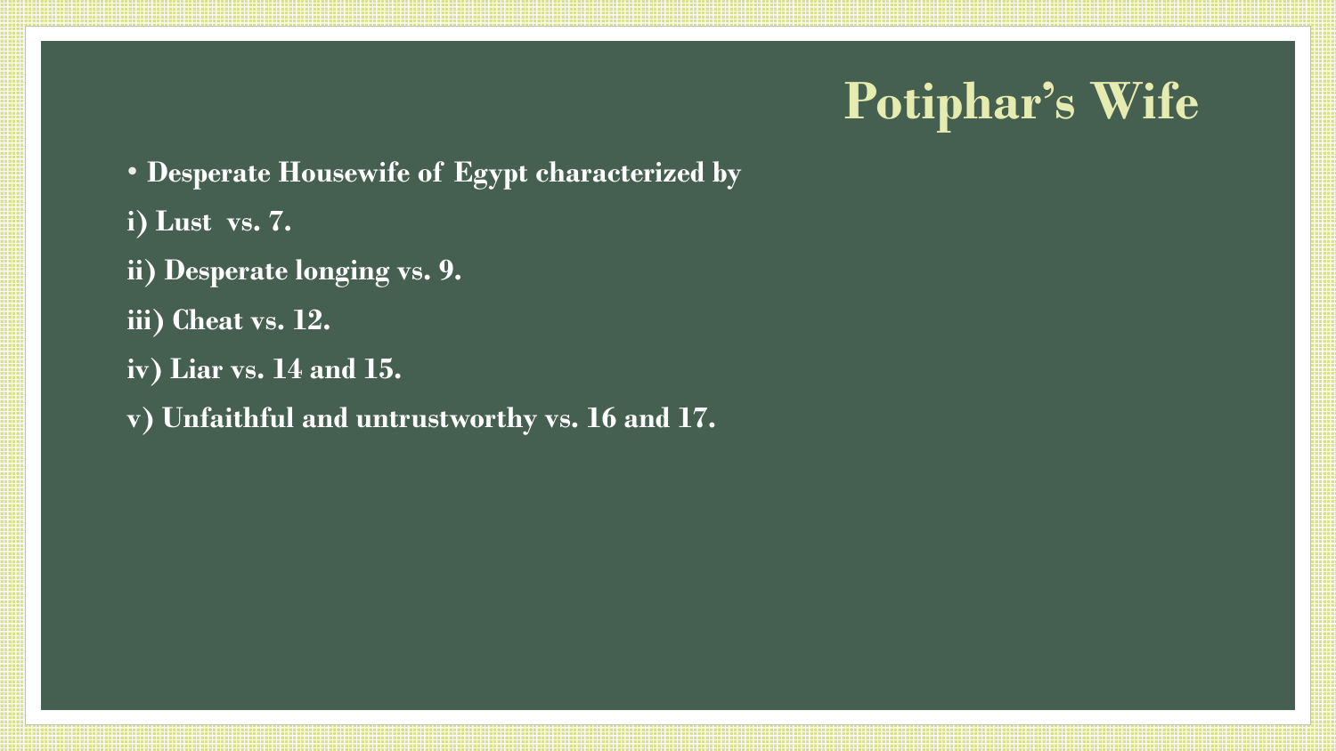# Potiphar's Wife

- **Desperate Housewife of Egypt characterized by**

**i) Lust vs. 7.**

**ii) Desperate longing vs. 9.**

**iii) Cheat vs. 12.**

**iv) Liar vs. 14 and 15.**

**v) Unfaithful and untrustworthy vs. 16 and 17.**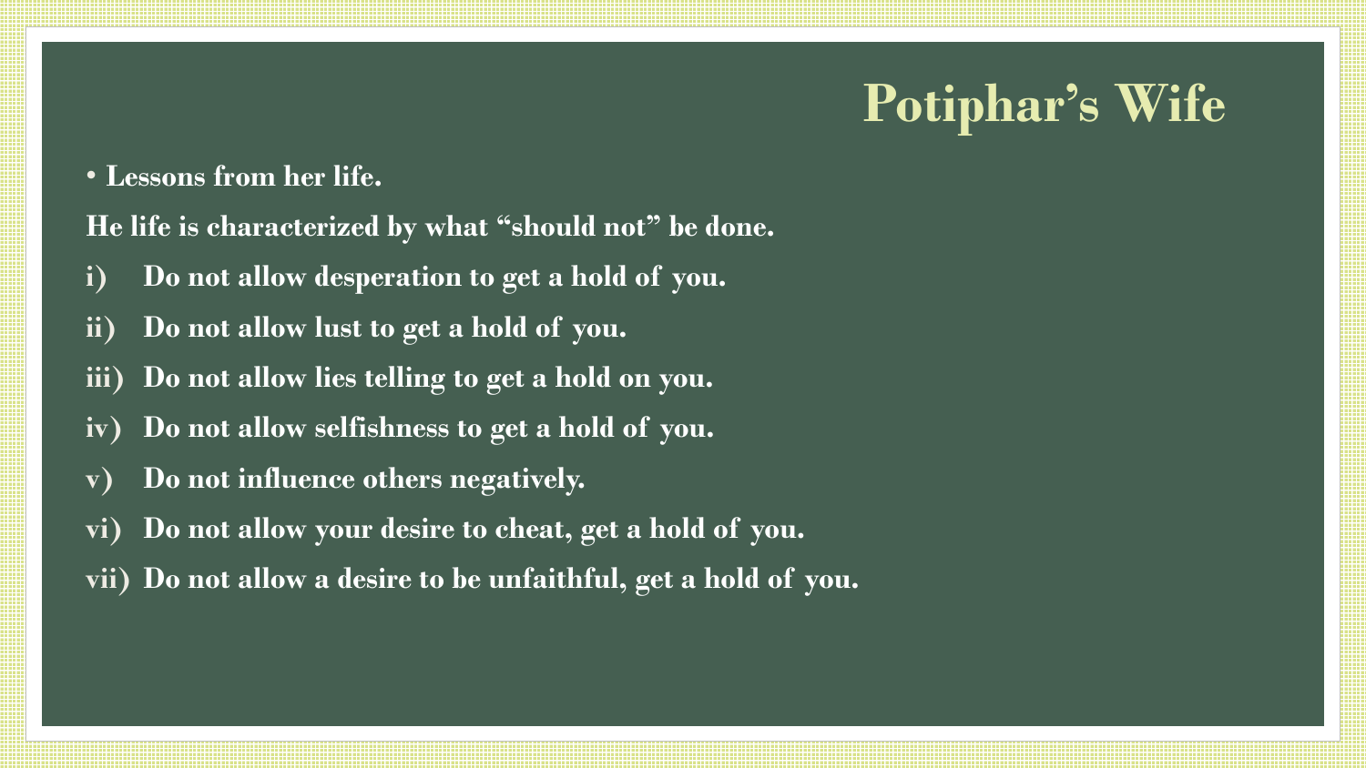# Potiphar's Wife

- **Lessons from her life.**

**He life is characterized by what "should not" be done.**

i) **Do not allow desperation to get a hold of you.**

ii) **Do not allow lust to get a hold of you.**

iii) **Do not allow lies telling to get a hold on you.**

iv) **Do not allow selfishness to get a hold of you.**

v) **Do not influence others negatively.**

vi) **Do not allow your desire to cheat, get a hold of you.**

vii) **Do not allow a desire to be unfaithful, get a hold of you.**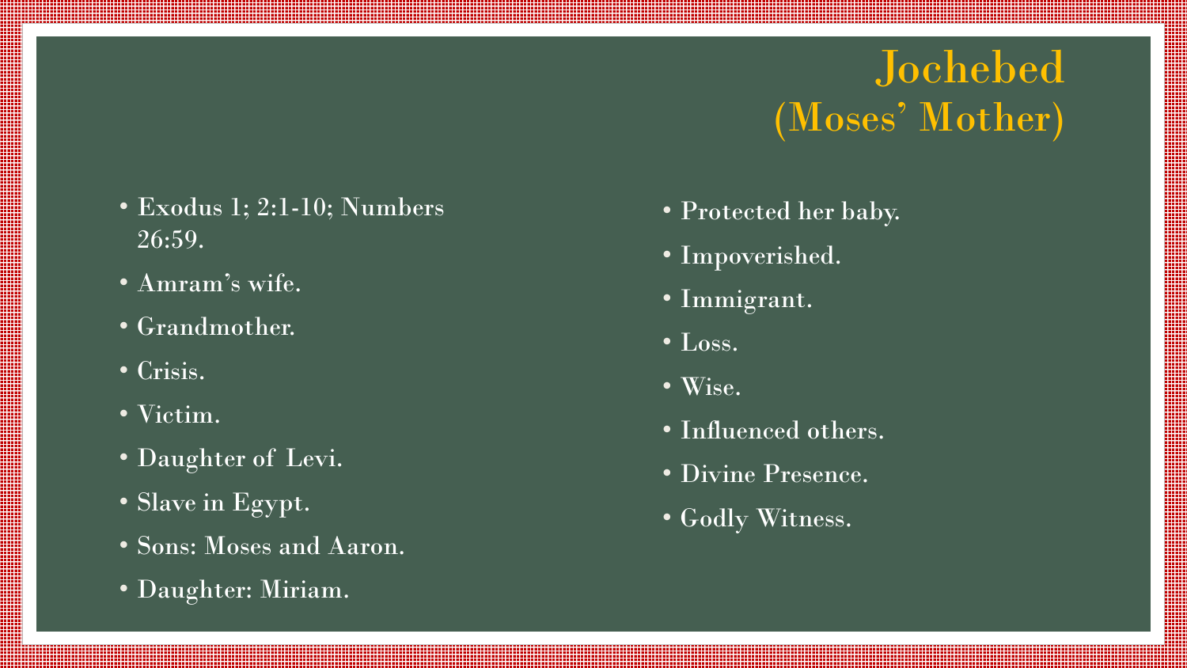# Jochebed (Moses' Mother)

- Exodus 1; 2:1-10; Numbers 26:59.
- Amram's wife.
- Grandmother.
- Crisis.
- Victim.
- Daughter of Levi.
- Slave in Egypt.
- Sons: Moses and Aaron.
- Daughter: Miriam.
- Protected her baby.
- Impoverished.
- Immigrant.
- Loss.
- Wise.
- Influenced others.
- Divine Presence.
- Godly Witness.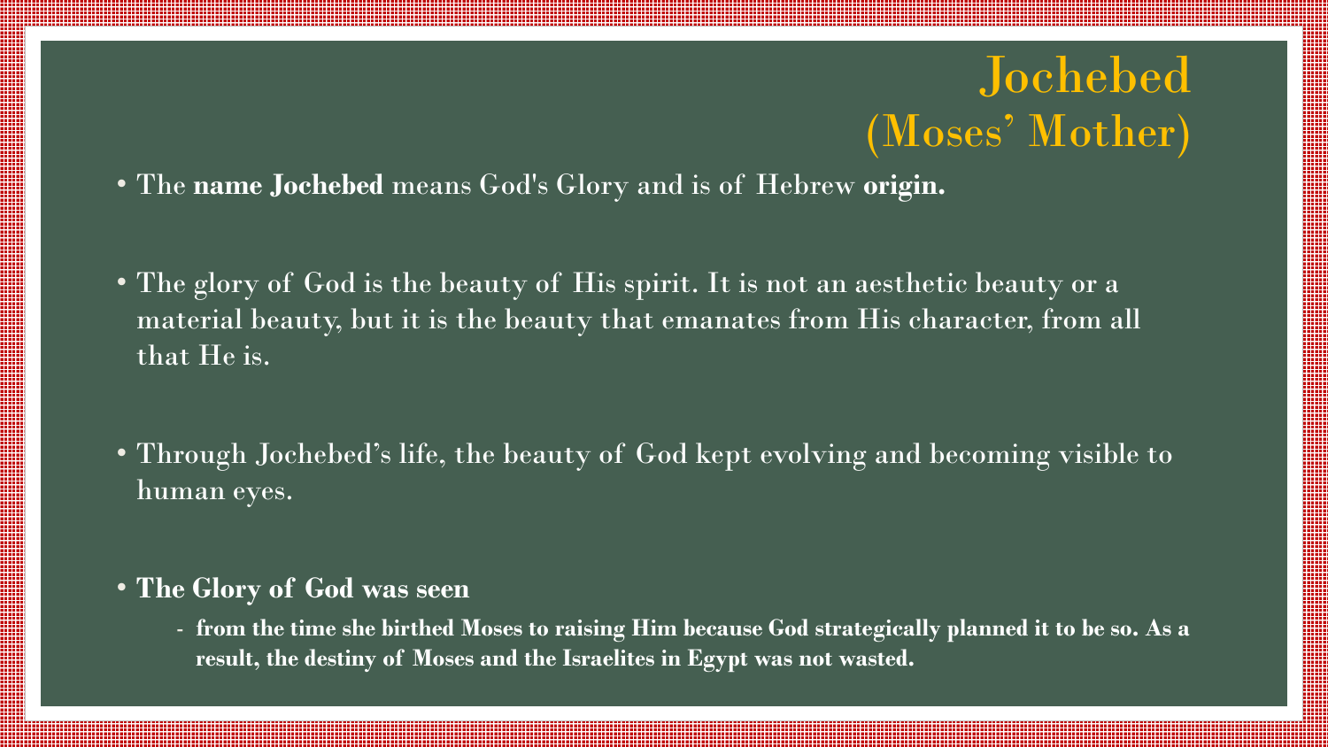# Jochebed (Moses' Mother)

- The **name Jochebed** means God's Glory and is of Hebrew **origin.**

- The glory of God is the beauty of His spirit. It is not an aesthetic beauty or a material beauty, but it is the beauty that emanates from His character, from all that He is.

- Through Jochebed's life, the beauty of God kept evolving and becoming visible to human eyes.

- **The Glory of God was seen**
  - **from the time she birthed Moses to raising Him because God strategically planned it to be so. As a result, the destiny of Moses and the Israelites in Egypt was not wasted.**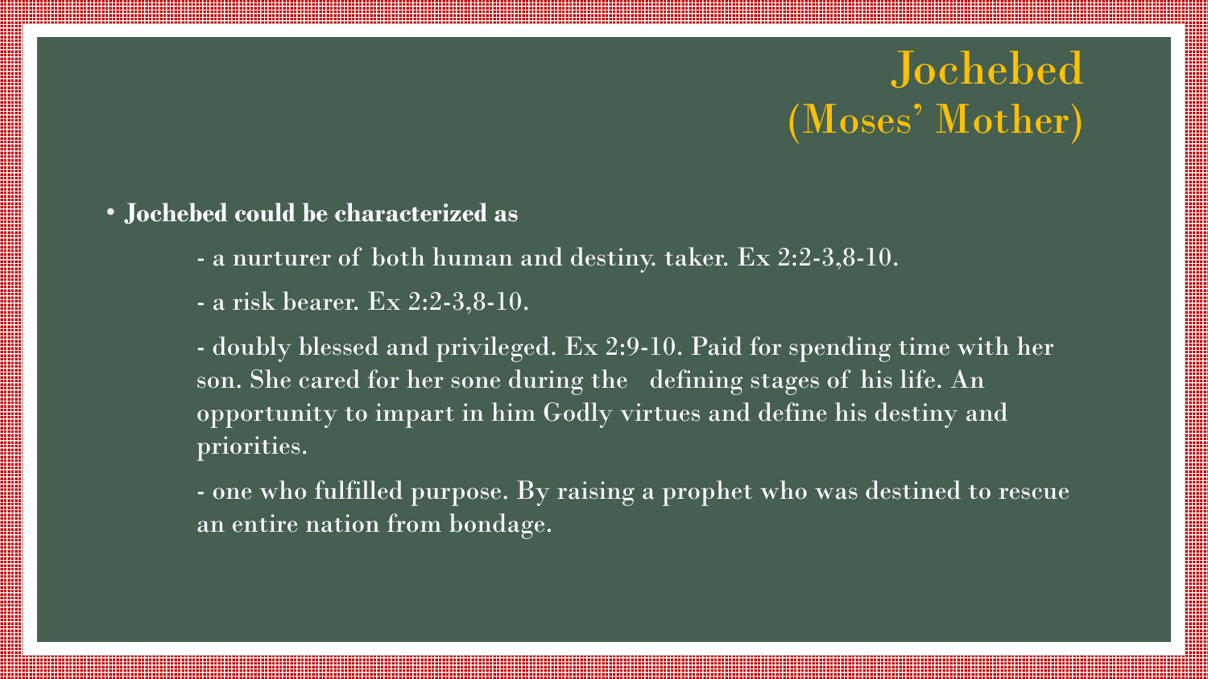# Jochebed (Moses' Mother)

- **Jochebed could be characterized as**

  - a nurturer of both human and destiny. taker. Ex 2:2-3,8-10.

  - a risk bearer. Ex 2:2-3,8-10.

  - doubly blessed and privileged. Ex 2:9-10. Paid for spending time with her son. She cared for her sone during the defining stages of his life. An opportunity to impart in him Godly virtues and define his destiny and priorities.

  - one who fulfilled purpose. By raising a prophet who was destined to rescue an entire nation from bondage.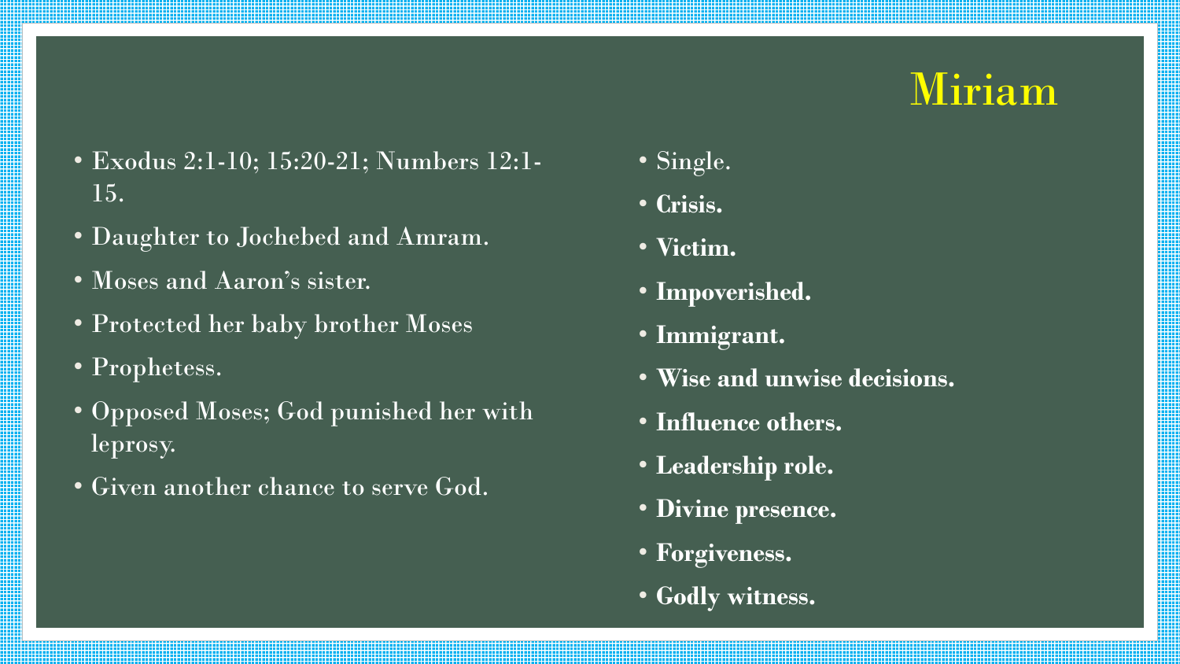# Miriam

- Exodus 2:1-10; 15:20-21; Numbers 12:1-15.
- Daughter to Jochebed and Amram.
- Moses and Aaron's sister.
- Protected her baby brother Moses
- Prophetess.
- Opposed Moses; God punished her with leprosy.
- Given another chance to serve God.

- Single.
- **Crisis.**
- **Victim.**
- **Impoverished.**
- **Immigrant.**
- **Wise and unwise decisions.**
- **Influence others.**
- **Leadership role.**
- **Divine presence.**
- **Forgiveness.**
- **Godly witness.**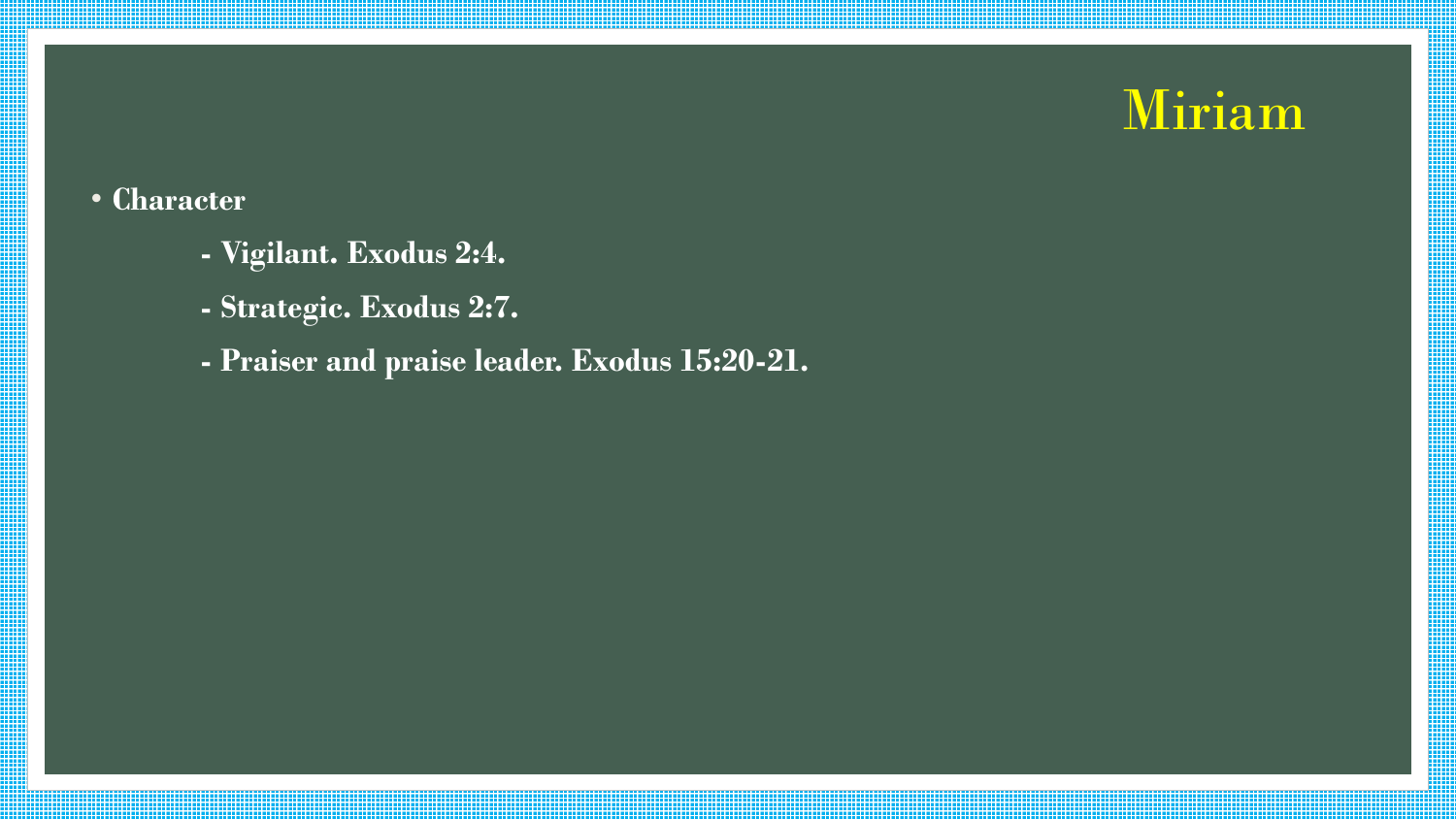# Miriam

- **Character**
  - **Vigilant. Exodus 2:4.**
  - **Strategic. Exodus 2:7.**
  - **Praiser and praise leader. Exodus 15:20-21.**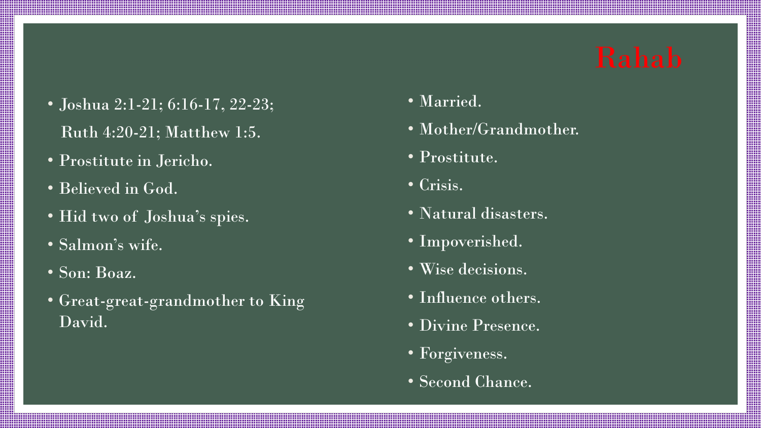# Rahab

- Joshua 2:1-21; 6:16-17, 22-23; Ruth 4:20-21; Matthew 1:5.
- Prostitute in Jericho.
- Believed in God.
- Hid two of Joshua's spies.
- Salmon's wife.
- Son: Boaz.
- Great-great-grandmother to King David.

- Married.
- Mother/Grandmother.
- Prostitute.
- Crisis.
- Natural disasters.
- Impoverished.
- Wise decisions.
- Influence others.
- Divine Presence.
- Forgiveness.
- Second Chance.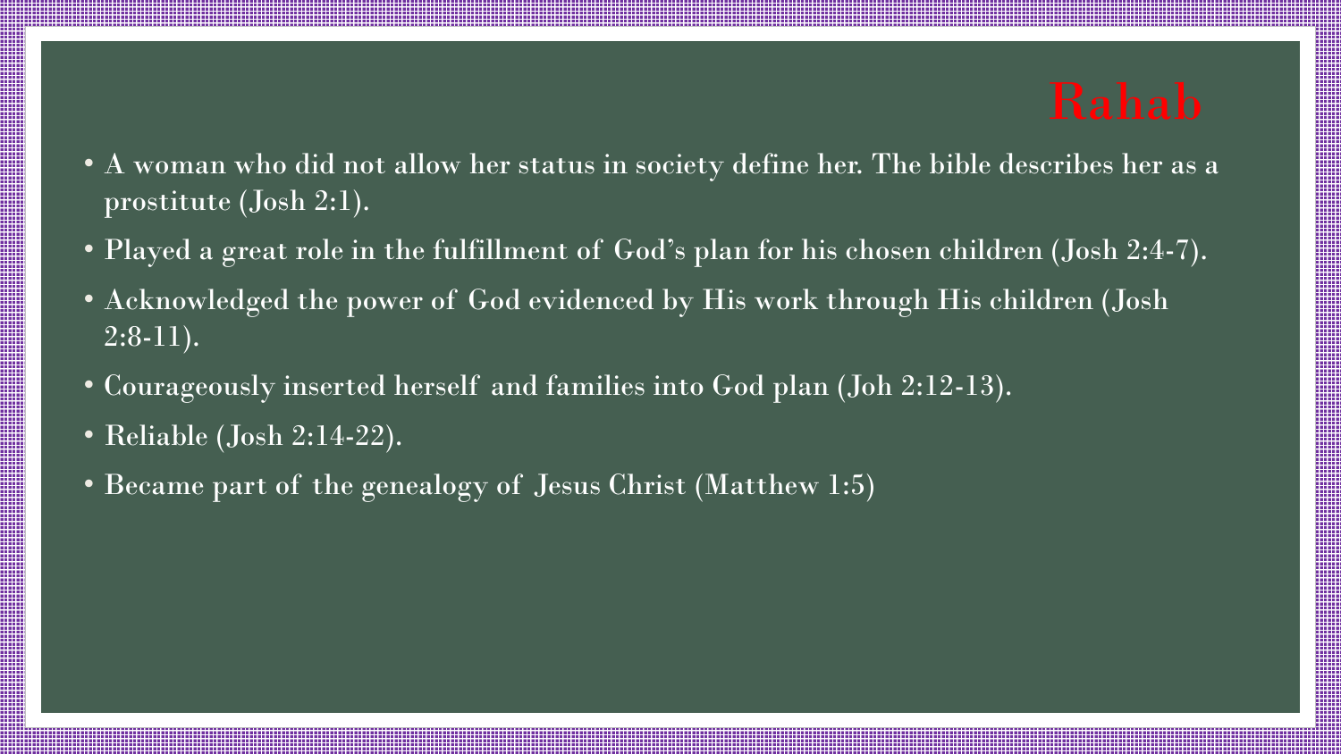# Rahab

- A woman who did not allow her status in society define her. The bible describes her as a prostitute (Josh 2:1).
- Played a great role in the fulfillment of God's plan for his chosen children (Josh 2:4-7).
- Acknowledged the power of God evidenced by His work through His children (Josh 2:8-11).
- Courageously inserted herself and families into God plan (Joh 2:12-13).
- Reliable (Josh 2:14-22).
- Became part of the genealogy of Jesus Christ (Matthew 1:5)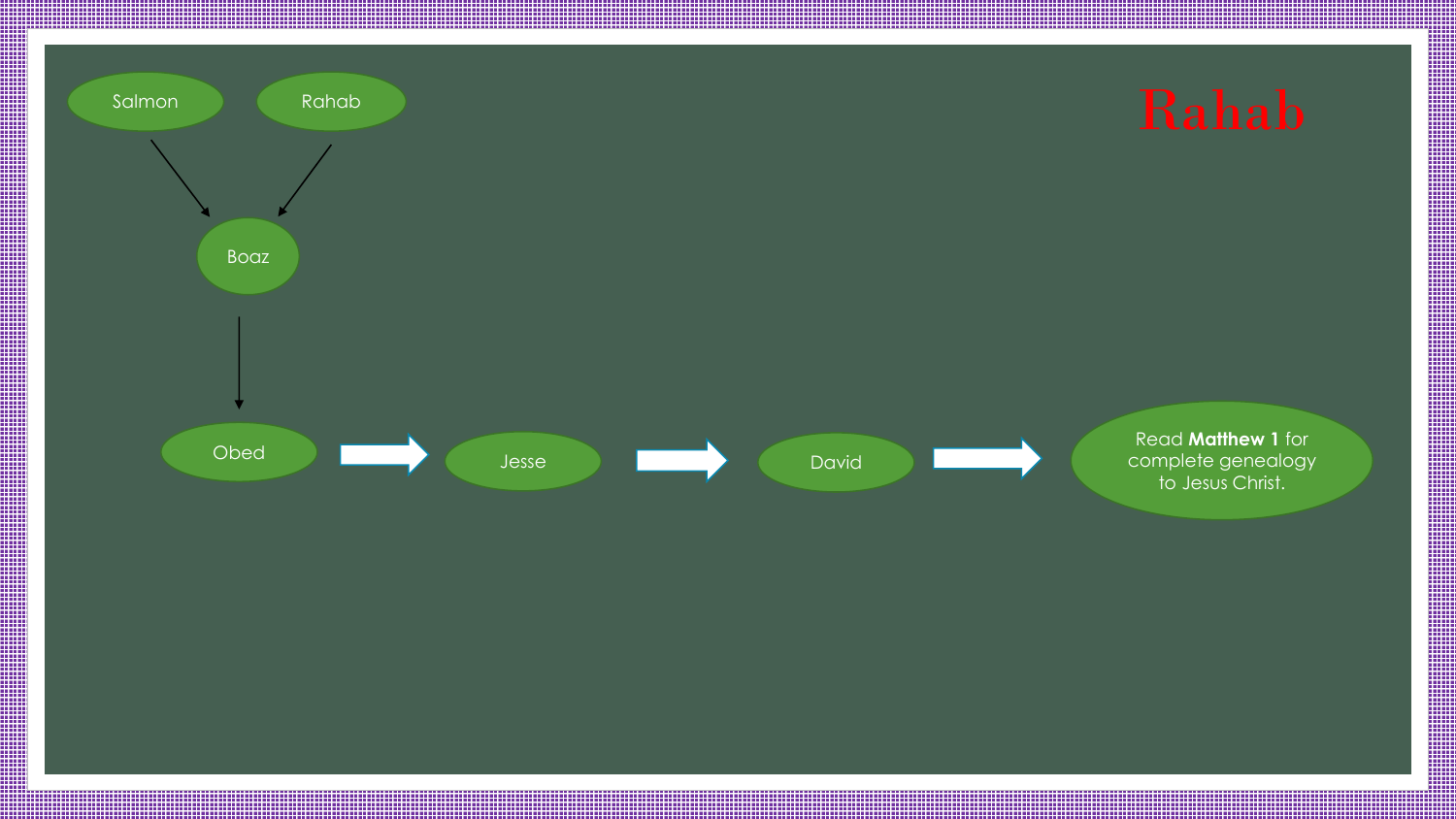# Rahab

Salmon

Rahab

Boaz

Obed

Jesse

David

Read **Matthew 1** for complete genealogy to Jesus Christ.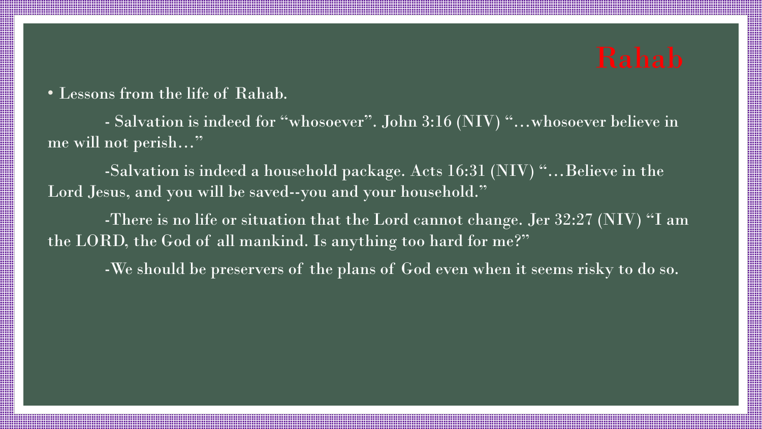# Rahab

- Lessons from the life of Rahab.
  - Salvation is indeed for "whosoever". John 3:16 (NIV) "…whosoever believe in me will not perish…"
  - Salvation is indeed a household package. Acts 16:31 (NIV) "…Believe in the Lord Jesus, and you will be saved--you and your household."
  - There is no life or situation that the Lord cannot change. Jer 32:27 (NIV) "I am the LORD, the God of all mankind. Is anything too hard for me?"
  - We should be preservers of the plans of God even when it seems risky to do so.